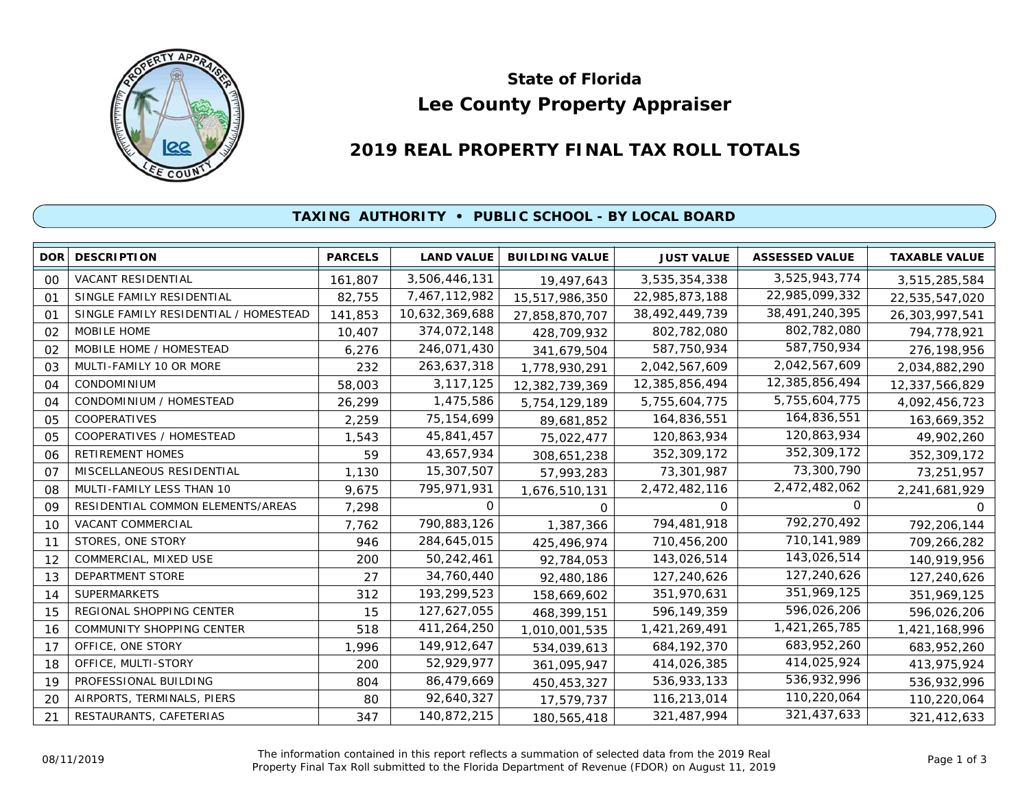# State of Florida
# Lee County Property Appraiser

## 2019 REAL PROPERTY FINAL TAX ROLL TOTALS

### TAXING AUTHORITY • PUBLIC SCHOOL - BY LOCAL BOARD

| DOR | DESCRIPTION | PARCELS | LAND VALUE | BUILDING VALUE | JUST VALUE | ASSESSED VALUE | TAXABLE VALUE |
|---|---|---|---|---|---|---|---|
| 00 | VACANT RESIDENTIAL | 161,807 | 3,506,446,131 | 19,497,643 | 3,535,354,338 | 3,525,943,774 | 3,515,285,584 |
| 01 | SINGLE FAMILY RESIDENTIAL | 82,755 | 7,467,112,982 | 15,517,986,350 | 22,985,873,188 | 22,985,099,332 | 22,535,547,020 |
| 01 | SINGLE FAMILY RESIDENTIAL / HOMESTEAD | 141,853 | 10,632,369,688 | 27,858,870,707 | 38,492,449,739 | 38,491,240,395 | 26,303,997,541 |
| 02 | MOBILE HOME | 10,407 | 374,072,148 | 428,709,932 | 802,782,080 | 802,782,080 | 794,778,921 |
| 02 | MOBILE HOME / HOMESTEAD | 6,276 | 246,071,430 | 341,679,504 | 587,750,934 | 587,750,934 | 276,198,956 |
| 03 | MULTI-FAMILY 10 OR MORE | 232 | 263,637,318 | 1,778,930,291 | 2,042,567,609 | 2,042,567,609 | 2,034,882,290 |
| 04 | CONDOMINIUM | 58,003 | 3,117,125 | 12,382,739,369 | 12,385,856,494 | 12,385,856,494 | 12,337,566,829 |
| 04 | CONDOMINIUM / HOMESTEAD | 26,299 | 1,475,586 | 5,754,129,189 | 5,755,604,775 | 5,755,604,775 | 4,092,456,723 |
| 05 | COOPERATIVES | 2,259 | 75,154,699 | 89,681,852 | 164,836,551 | 164,836,551 | 163,669,352 |
| 05 | COOPERATIVES / HOMESTEAD | 1,543 | 45,841,457 | 75,022,477 | 120,863,934 | 120,863,934 | 49,902,260 |
| 06 | RETIREMENT HOMES | 59 | 43,657,934 | 308,651,238 | 352,309,172 | 352,309,172 | 352,309,172 |
| 07 | MISCELLANEOUS RESIDENTIAL | 1,130 | 15,307,507 | 57,993,283 | 73,301,987 | 73,300,790 | 73,251,957 |
| 08 | MULTI-FAMILY LESS THAN 10 | 9,675 | 795,971,931 | 1,676,510,131 | 2,472,482,116 | 2,472,482,062 | 2,241,681,929 |
| 09 | RESIDENTIAL COMMON ELEMENTS/AREAS | 7,298 | 0 | 0 | 0 | 0 | 0 |
| 10 | VACANT COMMERCIAL | 7,762 | 790,883,126 | 1,387,366 | 794,481,918 | 792,270,492 | 792,206,144 |
| 11 | STORES, ONE STORY | 946 | 284,645,015 | 425,496,974 | 710,456,200 | 710,141,989 | 709,266,282 |
| 12 | COMMERCIAL, MIXED USE | 200 | 50,242,461 | 92,784,053 | 143,026,514 | 143,026,514 | 140,919,956 |
| 13 | DEPARTMENT STORE | 27 | 34,760,440 | 92,480,186 | 127,240,626 | 127,240,626 | 127,240,626 |
| 14 | SUPERMARKETS | 312 | 193,299,523 | 158,669,602 | 351,970,631 | 351,969,125 | 351,969,125 |
| 15 | REGIONAL SHOPPING CENTER | 15 | 127,627,055 | 468,399,151 | 596,149,359 | 596,026,206 | 596,026,206 |
| 16 | COMMUNITY SHOPPING CENTER | 518 | 411,264,250 | 1,010,001,535 | 1,421,269,491 | 1,421,265,785 | 1,421,168,996 |
| 17 | OFFICE, ONE STORY | 1,996 | 149,912,647 | 534,039,613 | 684,192,370 | 683,952,260 | 683,952,260 |
| 18 | OFFICE, MULTI-STORY | 200 | 52,929,977 | 361,095,947 | 414,026,385 | 414,025,924 | 413,975,924 |
| 19 | PROFESSIONAL BUILDING | 804 | 86,479,669 | 450,453,327 | 536,933,133 | 536,932,996 | 536,932,996 |
| 20 | AIRPORTS, TERMINALS, PIERS | 80 | 92,640,327 | 17,579,737 | 116,213,014 | 110,220,064 | 110,220,064 |
| 21 | RESTAURANTS, CAFETERIAS | 347 | 140,872,215 | 180,565,418 | 321,487,994 | 321,437,633 | 321,412,633 |

08/11/2019

The information contained in this report reflects a summation of selected data from the 2019 Real Property Final Tax Roll submitted to the Florida Department of Revenue (FDOR) on August 11, 2019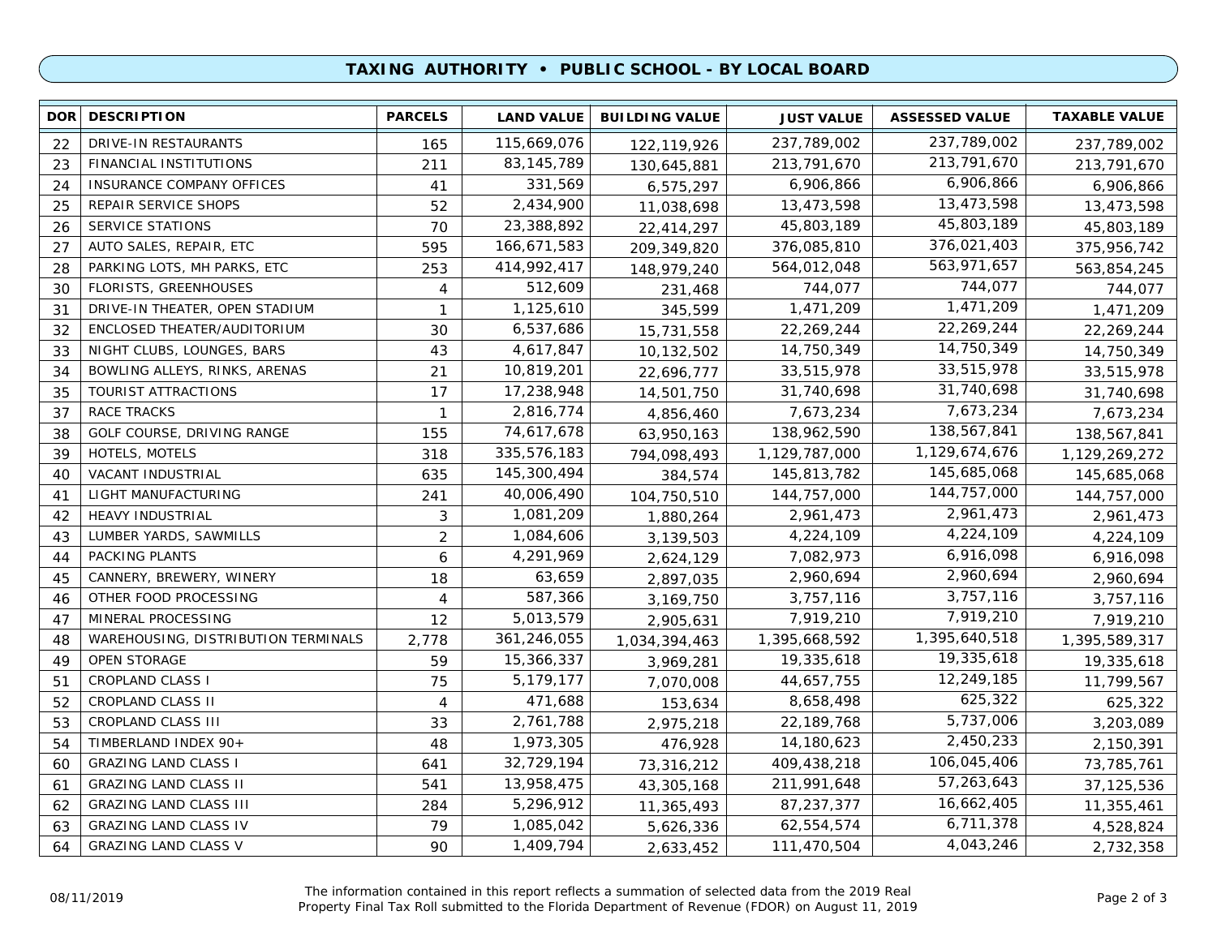## TAXING AUTHORITY • PUBLIC SCHOOL - BY LOCAL BOARD

| DOR | DESCRIPTION | PARCELS | LAND VALUE | BUILDING VALUE | JUST VALUE | ASSESSED VALUE | TAXABLE VALUE |
|---|---|---|---|---|---|---|---|
| 22 | DRIVE-IN RESTAURANTS | 165 | 115,669,076 | 122,119,926 | 237,789,002 | 237,789,002 | 237,789,002 |
| 23 | FINANCIAL INSTITUTIONS | 211 | 83,145,789 | 130,645,881 | 213,791,670 | 213,791,670 | 213,791,670 |
| 24 | INSURANCE COMPANY OFFICES | 41 | 331,569 | 6,575,297 | 6,906,866 | 6,906,866 | 6,906,866 |
| 25 | REPAIR SERVICE SHOPS | 52 | 2,434,900 | 11,038,698 | 13,473,598 | 13,473,598 | 13,473,598 |
| 26 | SERVICE STATIONS | 70 | 23,388,892 | 22,414,297 | 45,803,189 | 45,803,189 | 45,803,189 |
| 27 | AUTO SALES, REPAIR, ETC | 595 | 166,671,583 | 209,349,820 | 376,085,810 | 376,021,403 | 375,956,742 |
| 28 | PARKING LOTS, MH PARKS, ETC | 253 | 414,992,417 | 148,979,240 | 564,012,048 | 563,971,657 | 563,854,245 |
| 30 | FLORISTS, GREENHOUSES | 4 | 512,609 | 231,468 | 744,077 | 744,077 | 744,077 |
| 31 | DRIVE-IN THEATER, OPEN STADIUM | 1 | 1,125,610 | 345,599 | 1,471,209 | 1,471,209 | 1,471,209 |
| 32 | ENCLOSED THEATER/AUDITORIUM | 30 | 6,537,686 | 15,731,558 | 22,269,244 | 22,269,244 | 22,269,244 |
| 33 | NIGHT CLUBS, LOUNGES, BARS | 43 | 4,617,847 | 10,132,502 | 14,750,349 | 14,750,349 | 14,750,349 |
| 34 | BOWLING ALLEYS, RINKS, ARENAS | 21 | 10,819,201 | 22,696,777 | 33,515,978 | 33,515,978 | 33,515,978 |
| 35 | TOURIST ATTRACTIONS | 17 | 17,238,948 | 14,501,750 | 31,740,698 | 31,740,698 | 31,740,698 |
| 37 | RACE TRACKS | 1 | 2,816,774 | 4,856,460 | 7,673,234 | 7,673,234 | 7,673,234 |
| 38 | GOLF COURSE, DRIVING RANGE | 155 | 74,617,678 | 63,950,163 | 138,962,590 | 138,567,841 | 138,567,841 |
| 39 | HOTELS, MOTELS | 318 | 335,576,183 | 794,098,493 | 1,129,787,000 | 1,129,674,676 | 1,129,269,272 |
| 40 | VACANT INDUSTRIAL | 635 | 145,300,494 | 384,574 | 145,813,782 | 145,685,068 | 145,685,068 |
| 41 | LIGHT MANUFACTURING | 241 | 40,006,490 | 104,750,510 | 144,757,000 | 144,757,000 | 144,757,000 |
| 42 | HEAVY INDUSTRIAL | 3 | 1,081,209 | 1,880,264 | 2,961,473 | 2,961,473 | 2,961,473 |
| 43 | LUMBER YARDS, SAWMILLS | 2 | 1,084,606 | 3,139,503 | 4,224,109 | 4,224,109 | 4,224,109 |
| 44 | PACKING PLANTS | 6 | 4,291,969 | 2,624,129 | 7,082,973 | 6,916,098 | 6,916,098 |
| 45 | CANNERY, BREWERY, WINERY | 18 | 63,659 | 2,897,035 | 2,960,694 | 2,960,694 | 2,960,694 |
| 46 | OTHER FOOD PROCESSING | 4 | 587,366 | 3,169,750 | 3,757,116 | 3,757,116 | 3,757,116 |
| 47 | MINERAL PROCESSING | 12 | 5,013,579 | 2,905,631 | 7,919,210 | 7,919,210 | 7,919,210 |
| 48 | WAREHOUSING, DISTRIBUTION TERMINALS | 2,778 | 361,246,055 | 1,034,394,463 | 1,395,668,592 | 1,395,640,518 | 1,395,589,317 |
| 49 | OPEN STORAGE | 59 | 15,366,337 | 3,969,281 | 19,335,618 | 19,335,618 | 19,335,618 |
| 51 | CROPLAND CLASS I | 75 | 5,179,177 | 7,070,008 | 44,657,755 | 12,249,185 | 11,799,567 |
| 52 | CROPLAND CLASS II | 4 | 471,688 | 153,634 | 8,658,498 | 625,322 | 625,322 |
| 53 | CROPLAND CLASS III | 33 | 2,761,788 | 2,975,218 | 22,189,768 | 5,737,006 | 3,203,089 |
| 54 | TIMBERLAND INDEX 90+ | 48 | 1,973,305 | 476,928 | 14,180,623 | 2,450,233 | 2,150,391 |
| 60 | GRAZING LAND CLASS I | 641 | 32,729,194 | 73,316,212 | 409,438,218 | 106,045,406 | 73,785,761 |
| 61 | GRAZING LAND CLASS II | 541 | 13,958,475 | 43,305,168 | 211,991,648 | 57,263,643 | 37,125,536 |
| 62 | GRAZING LAND CLASS III | 284 | 5,296,912 | 11,365,493 | 87,237,377 | 16,662,405 | 11,355,461 |
| 63 | GRAZING LAND CLASS IV | 79 | 1,085,042 | 5,626,336 | 62,554,574 | 6,711,378 | 4,528,824 |
| 64 | GRAZING LAND CLASS V | 90 | 1,409,794 | 2,633,452 | 111,470,504 | 4,043,246 | 2,732,358 |

08/11/2019

The information contained in this report reflects a summation of selected data from the 2019 Real Property Final Tax Roll submitted to the Florida Department of Revenue (FDOR) on August 11, 2019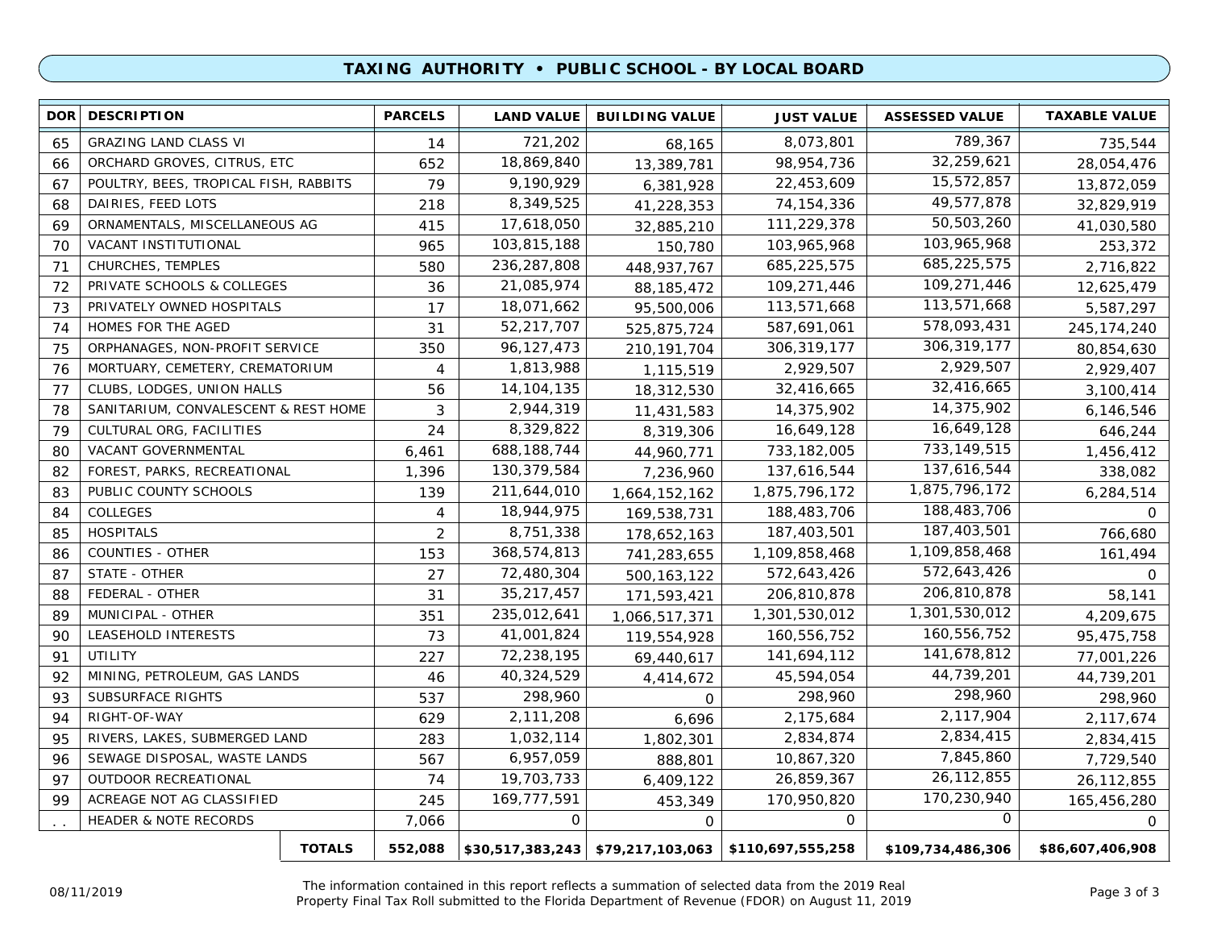## TAXING AUTHORITY • PUBLIC SCHOOL - BY LOCAL BOARD

| DOR | DESCRIPTION | PARCELS | LAND VALUE | BUILDING VALUE | JUST VALUE | ASSESSED VALUE | TAXABLE VALUE |
|---|---|---|---|---|---|---|---|
| 65 | GRAZING LAND CLASS VI | 14 | 721,202 | 68,165 | 8,073,801 | 789,367 | 735,544 |
| 66 | ORCHARD GROVES, CITRUS, ETC | 652 | 18,869,840 | 13,389,781 | 98,954,736 | 32,259,621 | 28,054,476 |
| 67 | POULTRY, BEES, TROPICAL FISH, RABBITS | 79 | 9,190,929 | 6,381,928 | 22,453,609 | 15,572,857 | 13,872,059 |
| 68 | DAIRIES, FEED LOTS | 218 | 8,349,525 | 41,228,353 | 74,154,336 | 49,577,878 | 32,829,919 |
| 69 | ORNAMENTALS, MISCELLANEOUS AG | 415 | 17,618,050 | 32,885,210 | 111,229,378 | 50,503,260 | 41,030,580 |
| 70 | VACANT INSTITUTIONAL | 965 | 103,815,188 | 150,780 | 103,965,968 | 103,965,968 | 253,372 |
| 71 | CHURCHES, TEMPLES | 580 | 236,287,808 | 448,937,767 | 685,225,575 | 685,225,575 | 2,716,822 |
| 72 | PRIVATE SCHOOLS & COLLEGES | 36 | 21,085,974 | 88,185,472 | 109,271,446 | 109,271,446 | 12,625,479 |
| 73 | PRIVATELY OWNED HOSPITALS | 17 | 18,071,662 | 95,500,006 | 113,571,668 | 113,571,668 | 5,587,297 |
| 74 | HOMES FOR THE AGED | 31 | 52,217,707 | 525,875,724 | 587,691,061 | 578,093,431 | 245,174,240 |
| 75 | ORPHANAGES, NON-PROFIT SERVICE | 350 | 96,127,473 | 210,191,704 | 306,319,177 | 306,319,177 | 80,854,630 |
| 76 | MORTUARY, CEMETERY, CREMATORIUM | 4 | 1,813,988 | 1,115,519 | 2,929,507 | 2,929,507 | 2,929,407 |
| 77 | CLUBS, LODGES, UNION HALLS | 56 | 14,104,135 | 18,312,530 | 32,416,665 | 32,416,665 | 3,100,414 |
| 78 | SANITARIUM, CONVALESCENT & REST HOME | 3 | 2,944,319 | 11,431,583 | 14,375,902 | 14,375,902 | 6,146,546 |
| 79 | CULTURAL ORG, FACILITIES | 24 | 8,329,822 | 8,319,306 | 16,649,128 | 16,649,128 | 646,244 |
| 80 | VACANT GOVERNMENTAL | 6,461 | 688,188,744 | 44,960,771 | 733,182,005 | 733,149,515 | 1,456,412 |
| 82 | FOREST, PARKS, RECREATIONAL | 1,396 | 130,379,584 | 7,236,960 | 137,616,544 | 137,616,544 | 338,082 |
| 83 | PUBLIC COUNTY SCHOOLS | 139 | 211,644,010 | 1,664,152,162 | 1,875,796,172 | 1,875,796,172 | 6,284,514 |
| 84 | COLLEGES | 4 | 18,944,975 | 169,538,731 | 188,483,706 | 188,483,706 | 0 |
| 85 | HOSPITALS | 2 | 8,751,338 | 178,652,163 | 187,403,501 | 187,403,501 | 766,680 |
| 86 | COUNTIES - OTHER | 153 | 368,574,813 | 741,283,655 | 1,109,858,468 | 1,109,858,468 | 161,494 |
| 87 | STATE - OTHER | 27 | 72,480,304 | 500,163,122 | 572,643,426 | 572,643,426 | 0 |
| 88 | FEDERAL - OTHER | 31 | 35,217,457 | 171,593,421 | 206,810,878 | 206,810,878 | 58,141 |
| 89 | MUNICIPAL - OTHER | 351 | 235,012,641 | 1,066,517,371 | 1,301,530,012 | 1,301,530,012 | 4,209,675 |
| 90 | LEASEHOLD INTERESTS | 73 | 41,001,824 | 119,554,928 | 160,556,752 | 160,556,752 | 95,475,758 |
| 91 | UTILITY | 227 | 72,238,195 | 69,440,617 | 141,694,112 | 141,678,812 | 77,001,226 |
| 92 | MINING, PETROLEUM, GAS LANDS | 46 | 40,324,529 | 4,414,672 | 45,594,054 | 44,739,201 | 44,739,201 |
| 93 | SUBSURFACE RIGHTS | 537 | 298,960 | 0 | 298,960 | 298,960 | 298,960 |
| 94 | RIGHT-OF-WAY | 629 | 2,111,208 | 6,696 | 2,175,684 | 2,117,904 | 2,117,674 |
| 95 | RIVERS, LAKES, SUBMERGED LAND | 283 | 1,032,114 | 1,802,301 | 2,834,874 | 2,834,415 | 2,834,415 |
| 96 | SEWAGE DISPOSAL, WASTE LANDS | 567 | 6,957,059 | 888,801 | 10,867,320 | 7,845,860 | 7,729,540 |
| 97 | OUTDOOR RECREATIONAL | 74 | 19,703,733 | 6,409,122 | 26,859,367 | 26,112,855 | 26,112,855 |
| 99 | ACREAGE NOT AG CLASSIFIED | 245 | 169,777,591 | 453,349 | 170,950,820 | 170,230,940 | 165,456,280 |
| .. | HEADER & NOTE RECORDS | 7,066 | 0 | 0 | 0 | 0 | 0 |
| | **TOTALS** | **552,088** | **$30,517,383,243** | **$79,217,103,063** | **$110,697,555,258** | **$109,734,486,306** | **$86,607,406,908** |

08/11/2019

The information contained in this report reflects a summation of selected data from the 2019 Real Property Final Tax Roll submitted to the Florida Department of Revenue (FDOR) on August 11, 2019